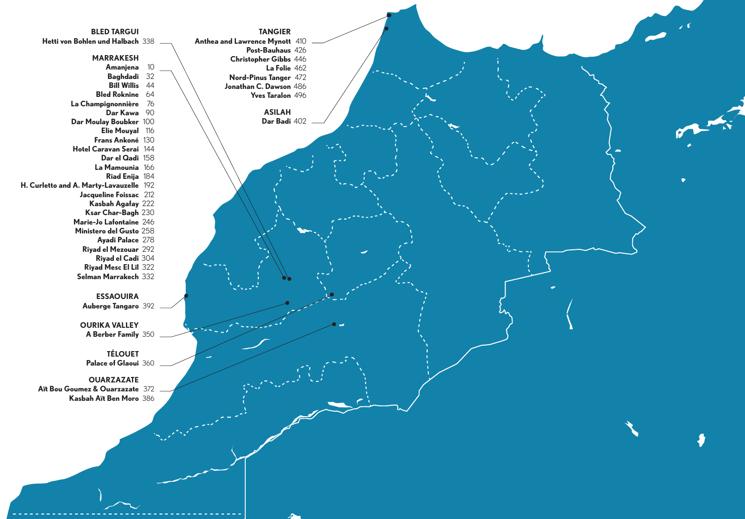**BLED TARGUI**
Hetti von Bohlen und Halbach 338

**MARRAKESH**
Amanjena 10
Baghdadi 32
Bill Willis 44
Bled Roknine 64
La Champignonnière 76
Dar Kawa 90
Dar Moulay Boubker 100
Elie Mouyal 116
Frans Ankoné 130
Hotel Caravan Serai 144
Dar el Qadi 158
La Mamounia 166
Riad Enija 184
H. Curletto and A. Marty-Lavauzelle 192
Jacqueline Foissac 212
Kasbah Agafay 222
Ksar Char-Bagh 230
Marie-Jo Lafontaine 246
Ministero del Gusto 258
Ayadi Palace 278
Riyad el Mezouar 292
Riyad el Cadi 304
Riyad Mesc El Lil 322
Selman Marrakech 332

**ESSAOUIRA**
Auberge Tangaro 392

**OURIKA VALLEY**
A Berber Family 350

**TÉLOUET**
Palace of Glaoui 360

**OUARZAZATE**
Aït Bou Goumez & Ouarzazate 372
Kasbah Aït Ben Moro 386

**TANGIER**
Anthea and Lawrence Mynott 410
Post-Bauhaus 426
Christopher Gibbs 446
La Folie 462
Nord-Pinus Tanger 472
Jonathan C. Dawson 486
Yves Taralon 496

**ASILAH**
Dar Badi 402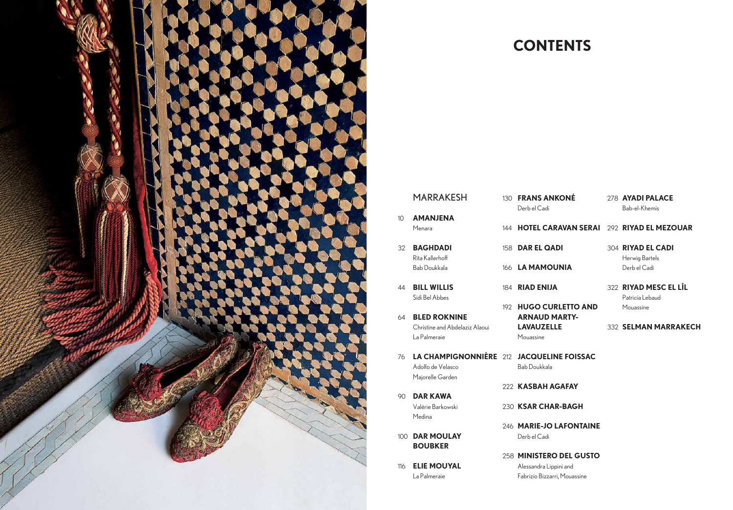# CONTENTS

## MARRAKESH

10 **AMANJENA**
Menara

32 **BAGHDADI**
Rita Kallerhoff
Bab Doukkala

44 **BILL WILLIS**
Sidi Bel Abbes

64 **BLED ROKNINE**
Christine and Abdelaziz Alaoui
La Palmeraie

76 **LA CHAMPIGNONNIÈRE**
Adolfo de Velasco
Majorelle Garden

90 **DAR KAWA**
Valérie Barkowski
Medina

100 **DAR MOULAY BOUBKER**

116 **ELIE MOUYAL**
La Palmeraie

130 **FRANS ANKONÉ**
Derb el Cadi

144 **HOTEL CARAVAN SERAI**

158 **DAR EL QADI**

166 **LA MAMOUNIA**

184 **RIAD ENIJA**

192 **HUGO CURLETTO AND ARNAUD MARTY-LAVAUZELLE**
Mouassine

212 **JACQUELINE FOISSAC**
Bab Doukkala

222 **KASBAH AGAFAY**

230 **KSAR CHAR-BAGH**

246 **MARIE-JO LAFONTAINE**
Derb el Cadi

258 **MINISTERO DEL GUSTO**
Alessandra Lippini and
Fabrizio Bizzarri, Mouassine

278 **AYADI PALACE**
Bab-el-Khemis

292 **RIYAD EL MEZOUAR**

304 **RIYAD EL CADI**
Herwig Bartels
Derb el Cadi

322 **RIYAD MESC EL LÎL**
Patricia Lebaud
Mouassine

332 **SELMAN MARRAKECH**